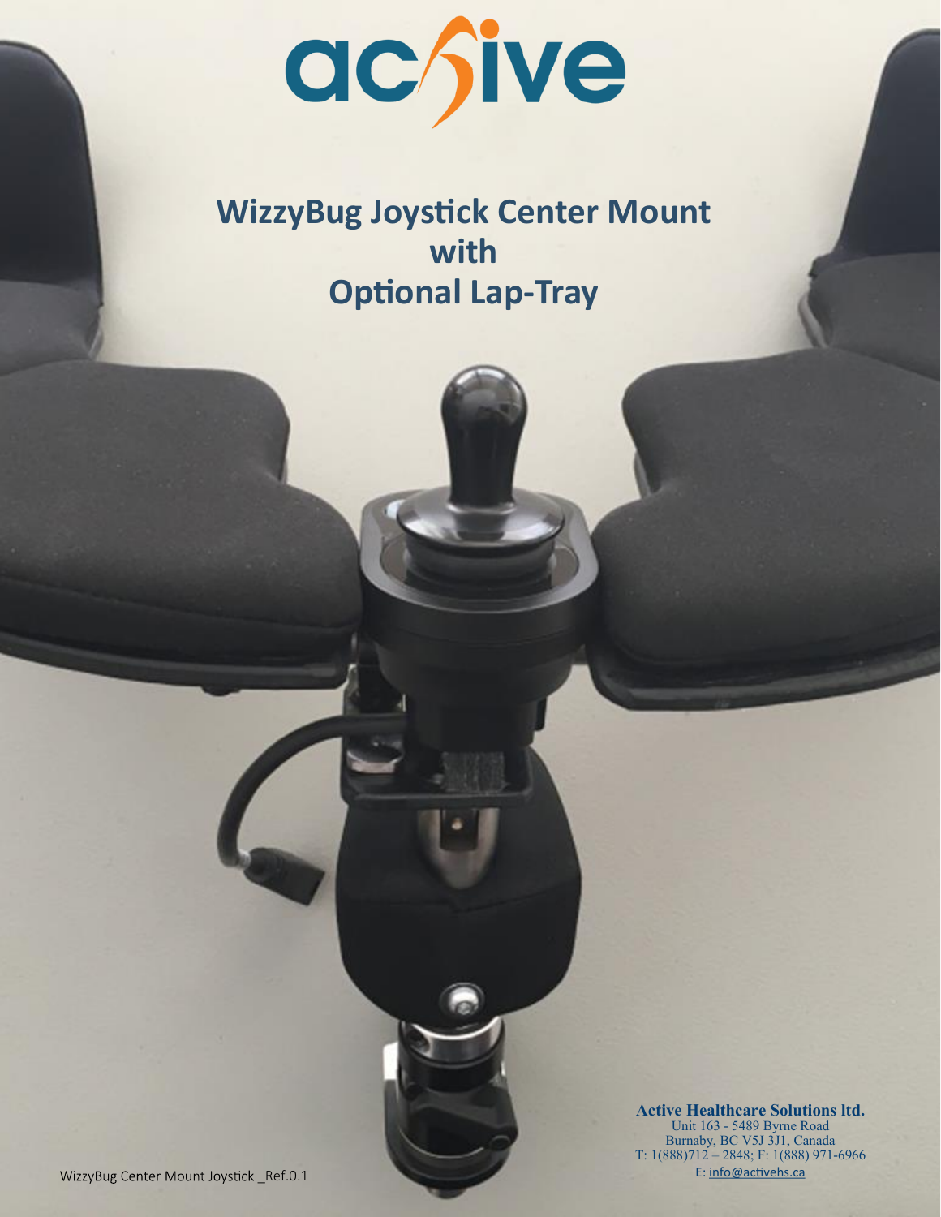# WizzyBug Joystick Center Mount with Optional Lap-Tray

**Active Healthcare Solutions ltd.**
Unit 163 - 5489 Byrne Road
Burnaby, BC V5J 3J1, Canada
T: 1(888)712 – 2848; F: 1(888) 971-6966
E: info@activehs.ca

WizzyBug Center Mount Joystick _Ref.0.1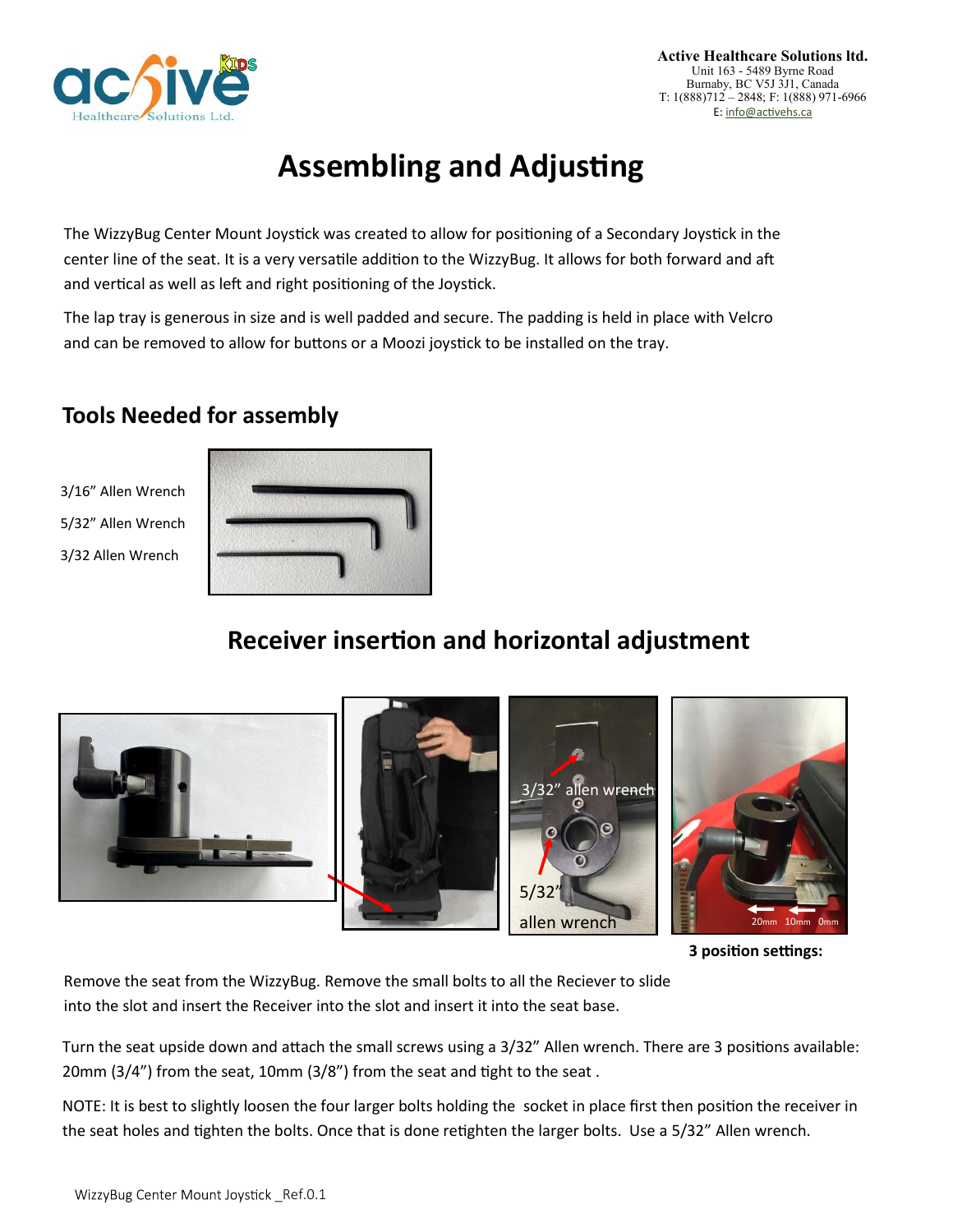Active Healthcare Solutions ltd.
Unit 163 - 5489 Byrne Road
Burnaby, BC V5J 3J1, Canada
T: 1(888)712 – 2848; F: 1(888) 971-6966
E: info@activehs.ca

# Assembling and Adjusting

The WizzyBug Center Mount Joystick was created to allow for positioning of a Secondary Joystick in the center line of the seat. It is a very versatile addition to the WizzyBug. It allows for both forward and aft and vertical as well as left and right positioning of the Joystick.

The lap tray is generous in size and is well padded and secure. The padding is held in place with Velcro and can be removed to allow for buttons or a Moozi joystick to be installed on the tray.

## Tools Needed for assembly

3/16" Allen Wrench

5/32" Allen Wrench

3/32 Allen Wrench

## Receiver insertion and horizontal adjustment

3/32" allen wrench

5/32" allen wrench

20mm 10mm 0mm

**3 position settings:**

Remove the seat from the WizzyBug. Remove the small bolts to all the Reciever to slide into the slot and insert the Receiver into the slot and insert it into the seat base.

Turn the seat upside down and attach the small screws using a 3/32" Allen wrench. There are 3 positions available: 20mm (3/4") from the seat, 10mm (3/8") from the seat and tight to the seat .

NOTE: It is best to slightly loosen the four larger bolts holding the socket in place first then position the receiver in the seat holes and tighten the bolts. Once that is done retighten the larger bolts. Use a 5/32" Allen wrench.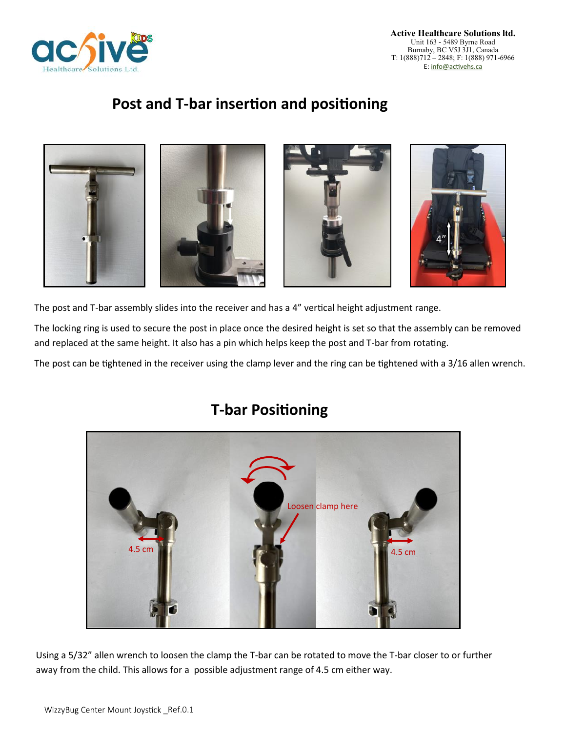# Post and T-bar insertion and positioning

The post and T-bar assembly slides into the receiver and has a 4" vertical height adjustment range.

The locking ring is used to secure the post in place once the desired height is set so that the assembly can be removed and replaced at the same height. It also has a pin which helps keep the post and T-bar from rotating.

The post can be tightened in the receiver using the clamp lever and the ring can be tightened with a 3/16 allen wrench.

## T-bar Positioning

Using a 5/32" allen wrench to loosen the clamp the T-bar can be rotated to move the T-bar closer to or further away from the child. This allows for a possible adjustment range of 4.5 cm either way.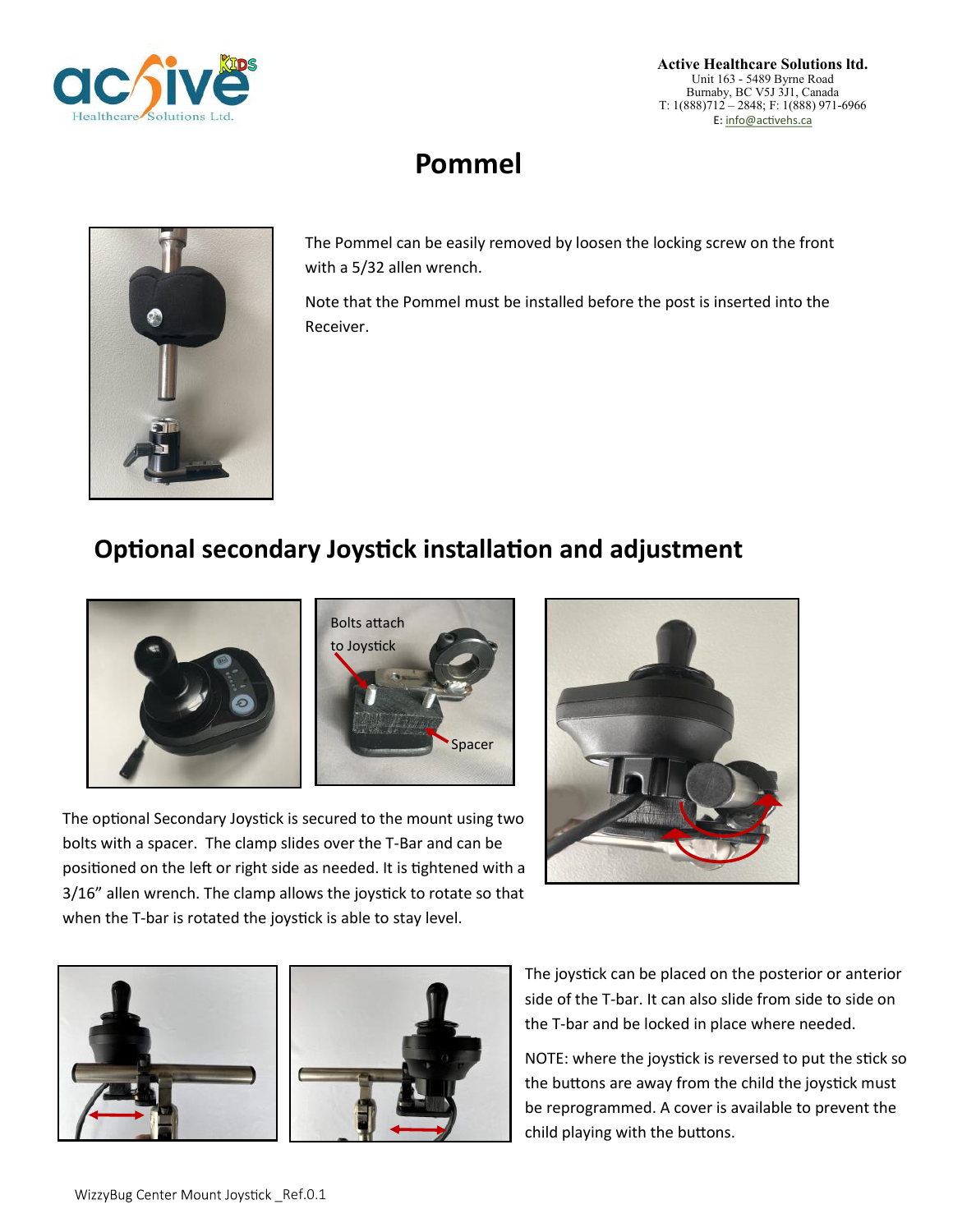# Pommel

The Pommel can be easily removed by loosen the locking screw on the front with a 5/32 allen wrench.

Note that the Pommel must be installed before the post is inserted into the Receiver.

## Optional secondary Joystick installation and adjustment

Bolts attach to Joystick

Spacer

The optional Secondary Joystick is secured to the mount using two bolts with a spacer. The clamp slides over the T-Bar and can be positioned on the left or right side as needed. It is tightened with a 3/16" allen wrench. The clamp allows the joystick to rotate so that when the T-bar is rotated the joystick is able to stay level.

The joystick can be placed on the posterior or anterior side of the T-bar. It can also slide from side to side on the T-bar and be locked in place where needed.

NOTE: where the joystick is reversed to put the stick so the buttons are away from the child the joystick must be reprogrammed. A cover is available to prevent the child playing with the buttons.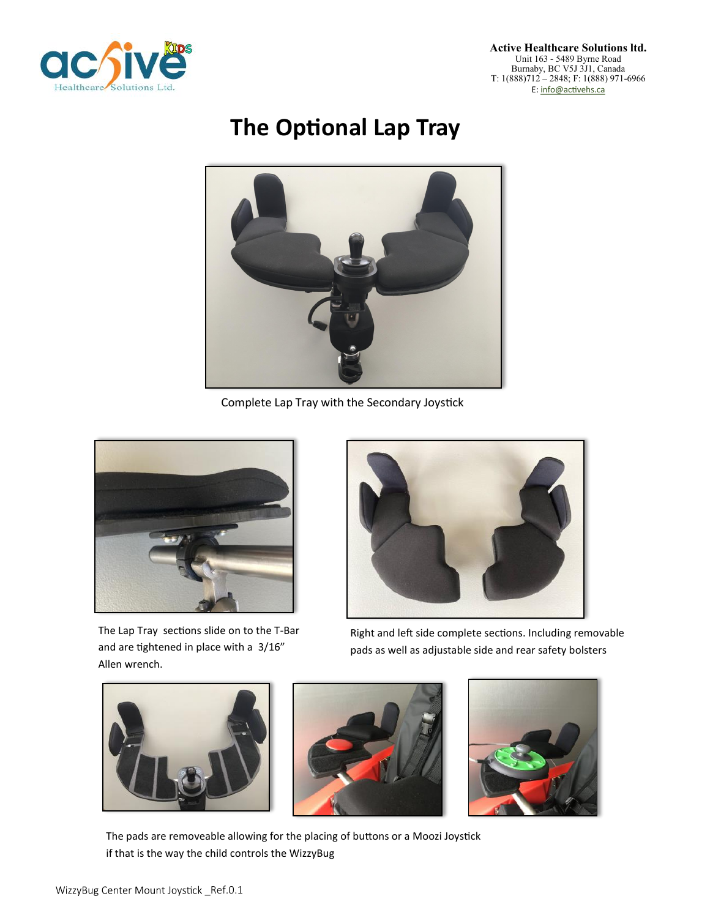# The Optional Lap Tray

Complete Lap Tray with the Secondary Joystick

The Lap Tray sections slide on to the T-Bar and are tightened in place with a 3/16” Allen wrench.

Right and left side complete sections. Including removable pads as well as adjustable side and rear safety bolsters

The pads are removeable allowing for the placing of buttons or a Moozi Joystick if that is the way the child controls the WizzyBug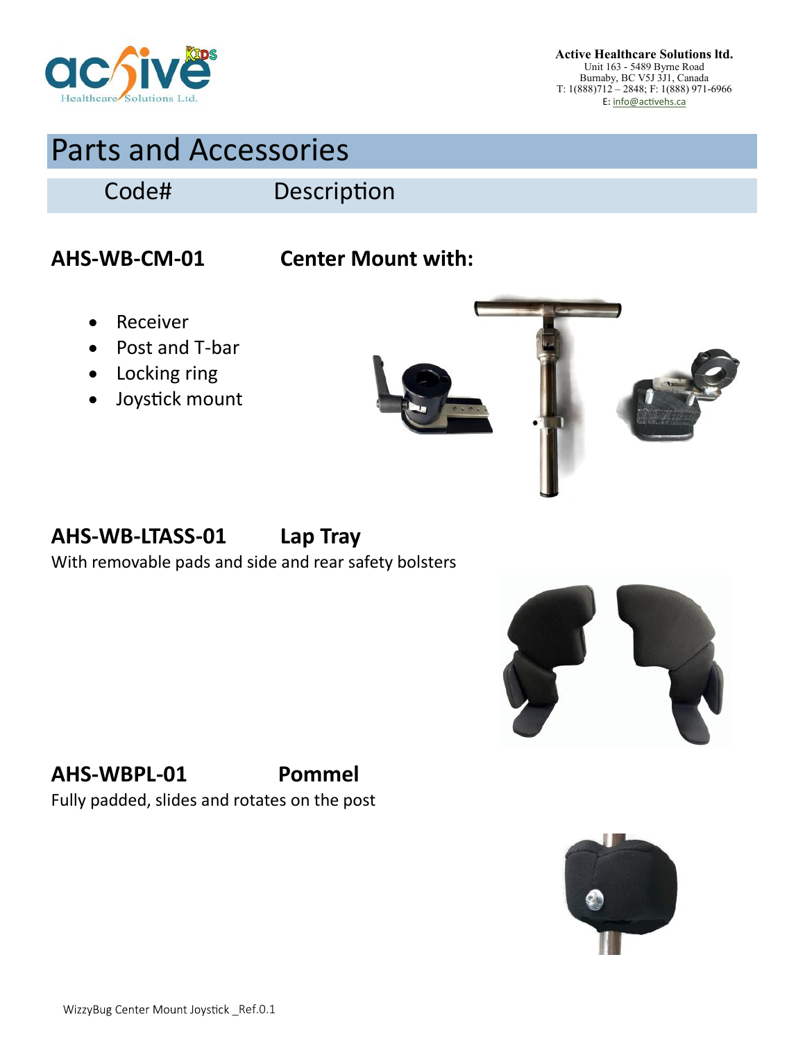Active Healthcare Solutions ltd.
Unit 163 - 5489 Byrne Road
Burnaby, BC V5J 3J1, Canada
T: 1(888)712 – 2848; F: 1(888) 971-6966
E: info@activehs.ca

# Parts and Accessories

| Code# | Description |
| --- | --- |

**AHS-WB-CM-01** **Center Mount with:**

- Receiver
- Post and T-bar
- Locking ring
- Joystick mount

**AHS-WB-LTASS-01** **Lap Tray**

With removable pads and side and rear safety bolsters

**AHS-WBPL-01** **Pommel**

Fully padded, slides and rotates on the post

WizzyBug Center Mount Joystick _Ref.0.1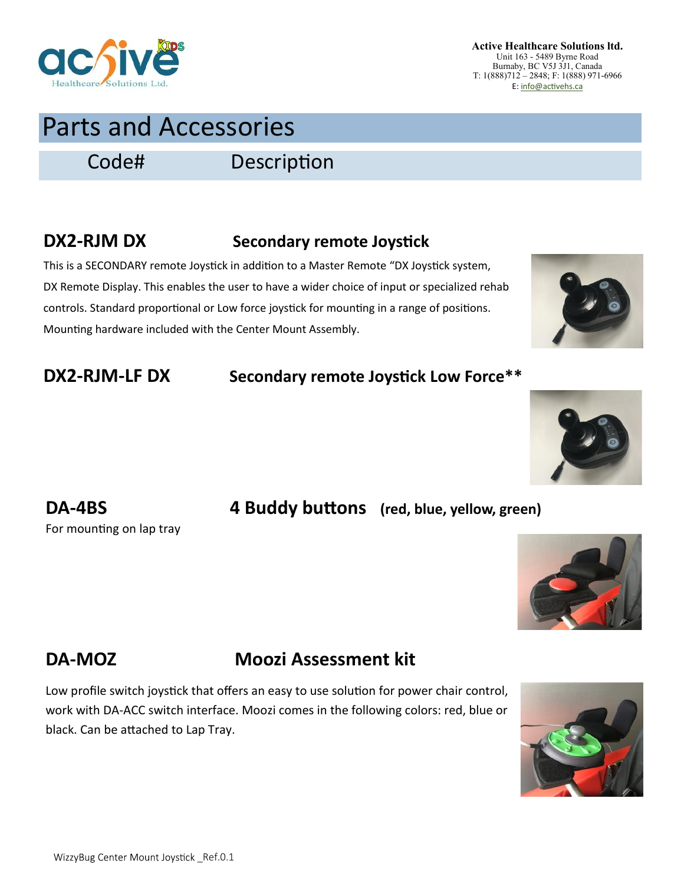Active Healthcare Solutions ltd.
Unit 163 - 5489 Byrne Road
Burnaby, BC V5J 3J1, Canada
T: 1(888)712 – 2848; F: 1(888) 971-6966
E: info@activehs.ca

# Parts and Accessories

| Code# | Description |
| --- | --- |

## DX2-RJM DX — Secondary remote Joystick

This is a SECONDARY remote Joystick in addition to a Master Remote "DX Joystick system, DX Remote Display. This enables the user to have a wider choice of input or specialized rehab controls. Standard proportional or Low force joystick for mounting in a range of positions. Mounting hardware included with the Center Mount Assembly.

## DX2-RJM-LF DX — Secondary remote Joystick Low Force**

## DA-4BS — 4 Buddy buttons (red, blue, yellow, green)

For mounting on lap tray

## DA-MOZ — Moozi Assessment kit

Low profile switch joystick that offers an easy to use solution for power chair control, work with DA-ACC switch interface. Moozi comes in the following colors: red, blue or black. Can be attached to Lap Tray.

WizzyBug Center Mount Joystick _Ref.0.1